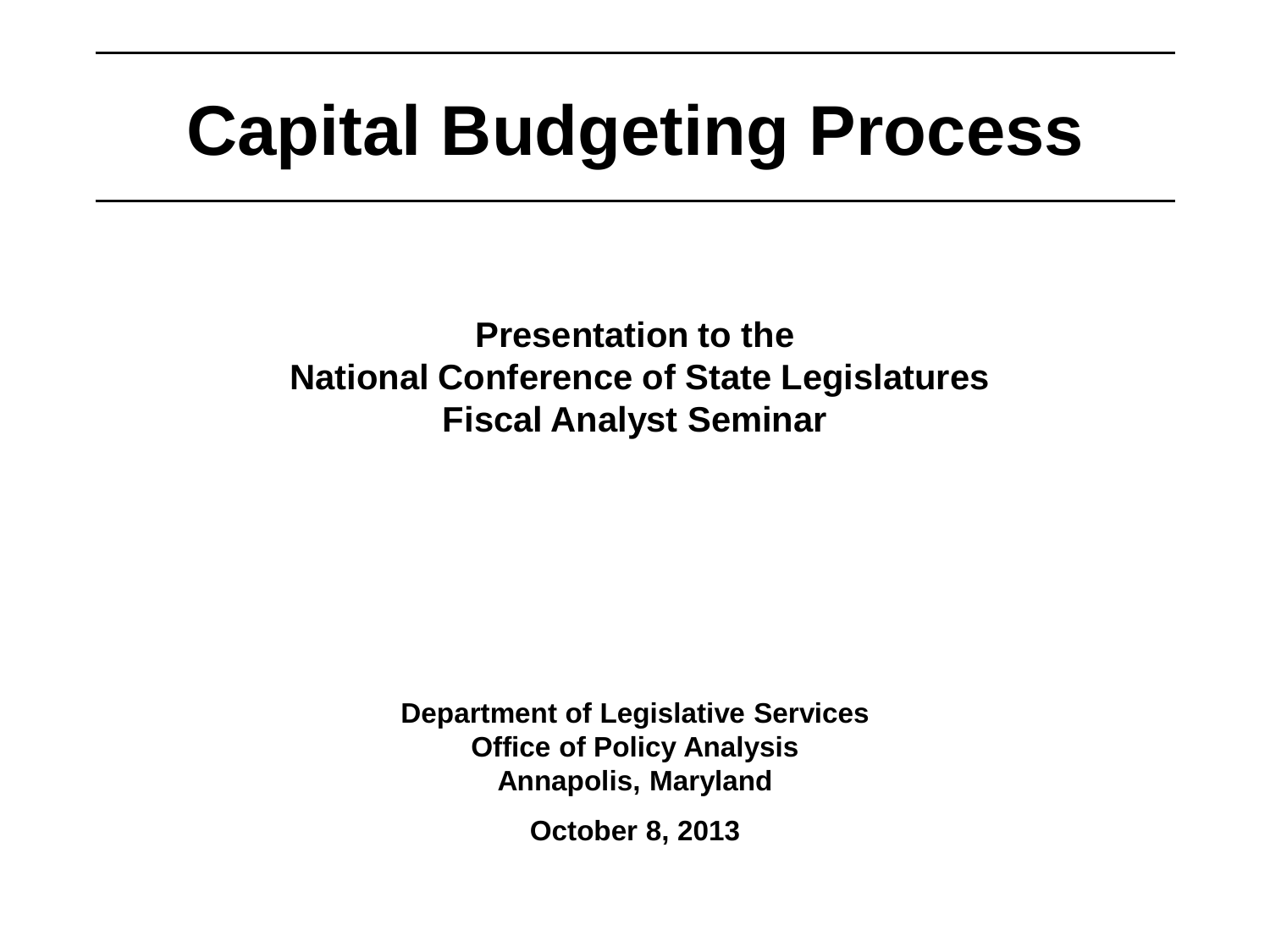# Capital Budgeting Process

**Presentation to the**
**National Conference of State Legislatures**
**Fiscal Analyst Seminar**

**Department of Legislative Services**
**Office of Policy Analysis**
**Annapolis, Maryland**

**October 8, 2013**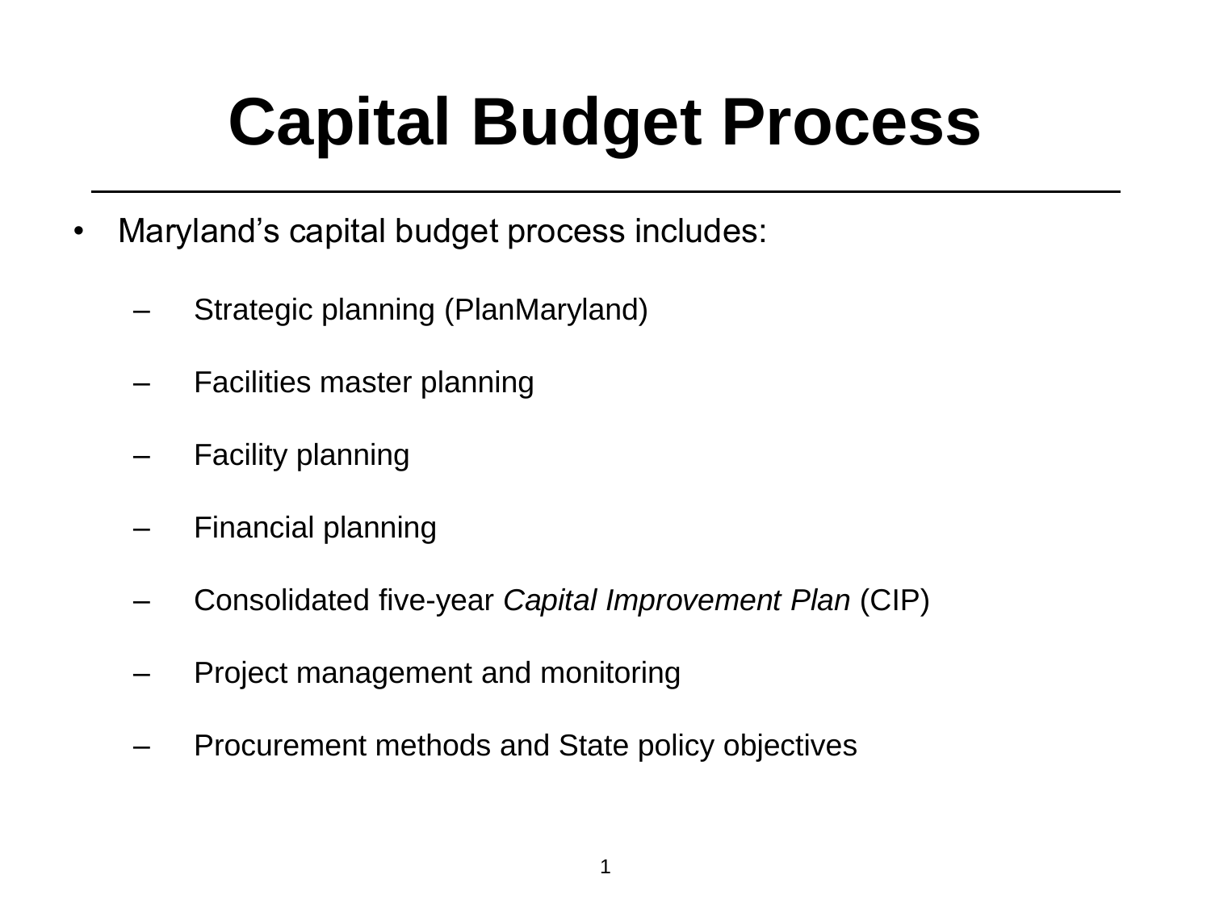# Capital Budget Process

- Maryland’s capital budget process includes:
  - Strategic planning (PlanMaryland)
  - Facilities master planning
  - Facility planning
  - Financial planning
  - Consolidated five-year *Capital Improvement Plan* (CIP)
  - Project management and monitoring
  - Procurement methods and State policy objectives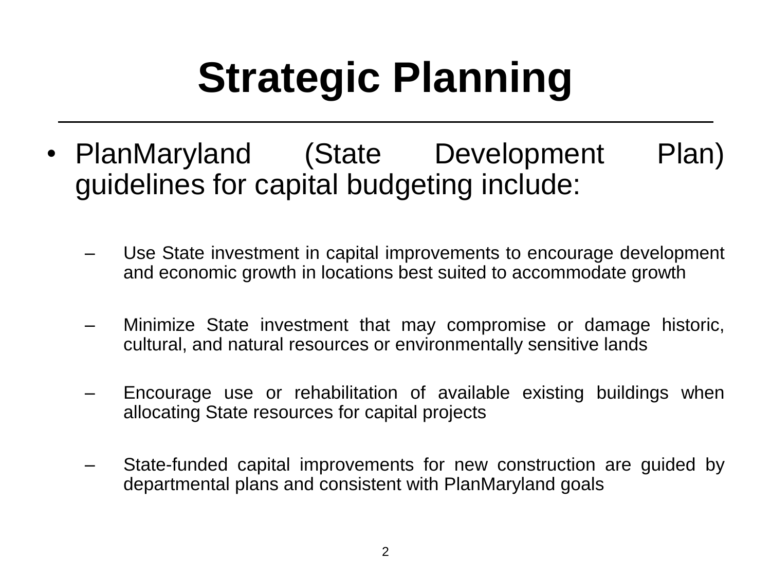# Strategic Planning

- PlanMaryland (State Development Plan) guidelines for capital budgeting include:
  - Use State investment in capital improvements to encourage development and economic growth in locations best suited to accommodate growth
  - Minimize State investment that may compromise or damage historic, cultural, and natural resources or environmentally sensitive lands
  - Encourage use or rehabilitation of available existing buildings when allocating State resources for capital projects
  - State-funded capital improvements for new construction are guided by departmental plans and consistent with PlanMaryland goals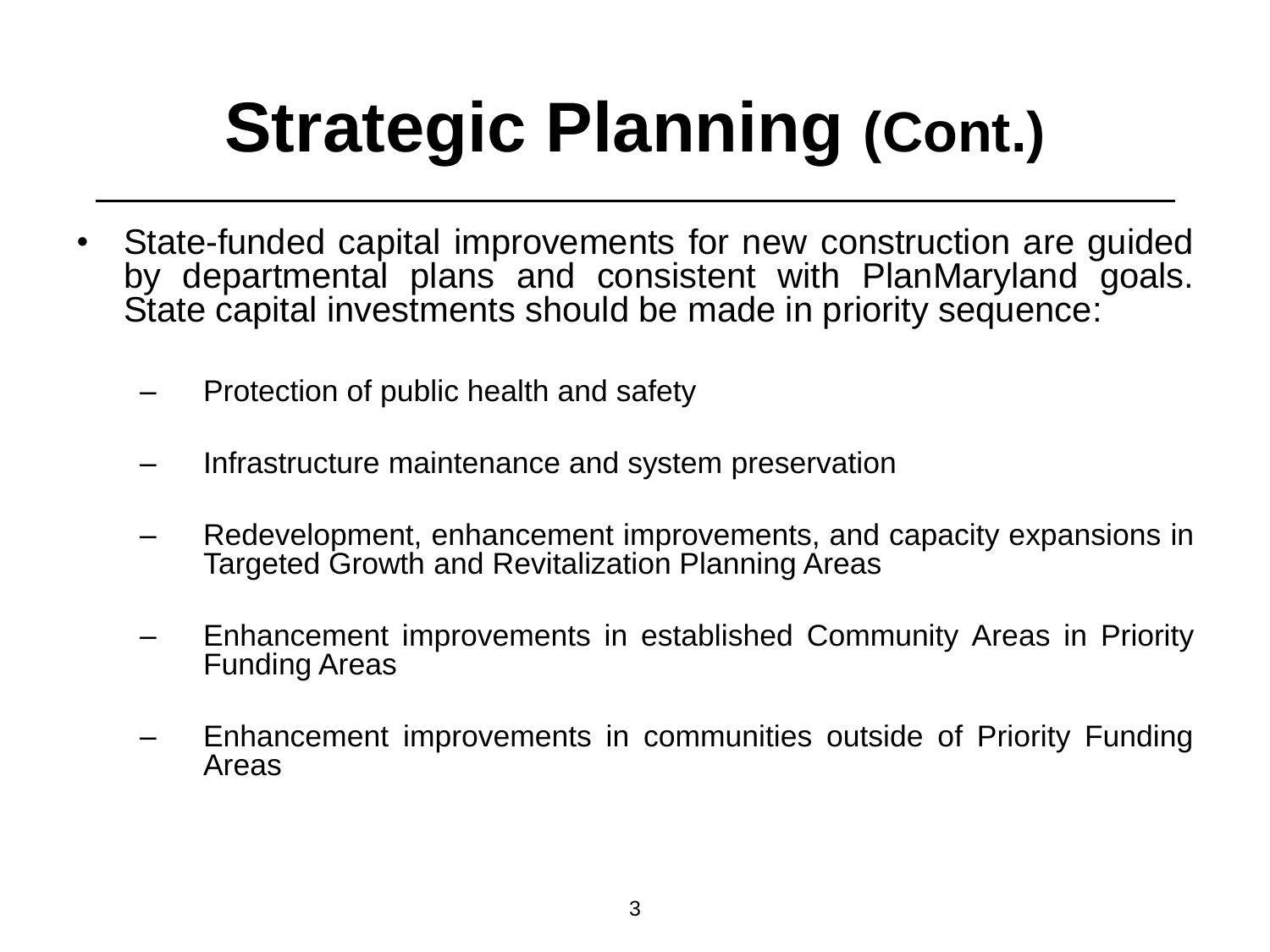# Strategic Planning (Cont.)

- State-funded capital improvements for new construction are guided by departmental plans and consistent with PlanMaryland goals. State capital investments should be made in priority sequence:
  - Protection of public health and safety
  - Infrastructure maintenance and system preservation
  - Redevelopment, enhancement improvements, and capacity expansions in Targeted Growth and Revitalization Planning Areas
  - Enhancement improvements in established Community Areas in Priority Funding Areas
  - Enhancement improvements in communities outside of Priority Funding Areas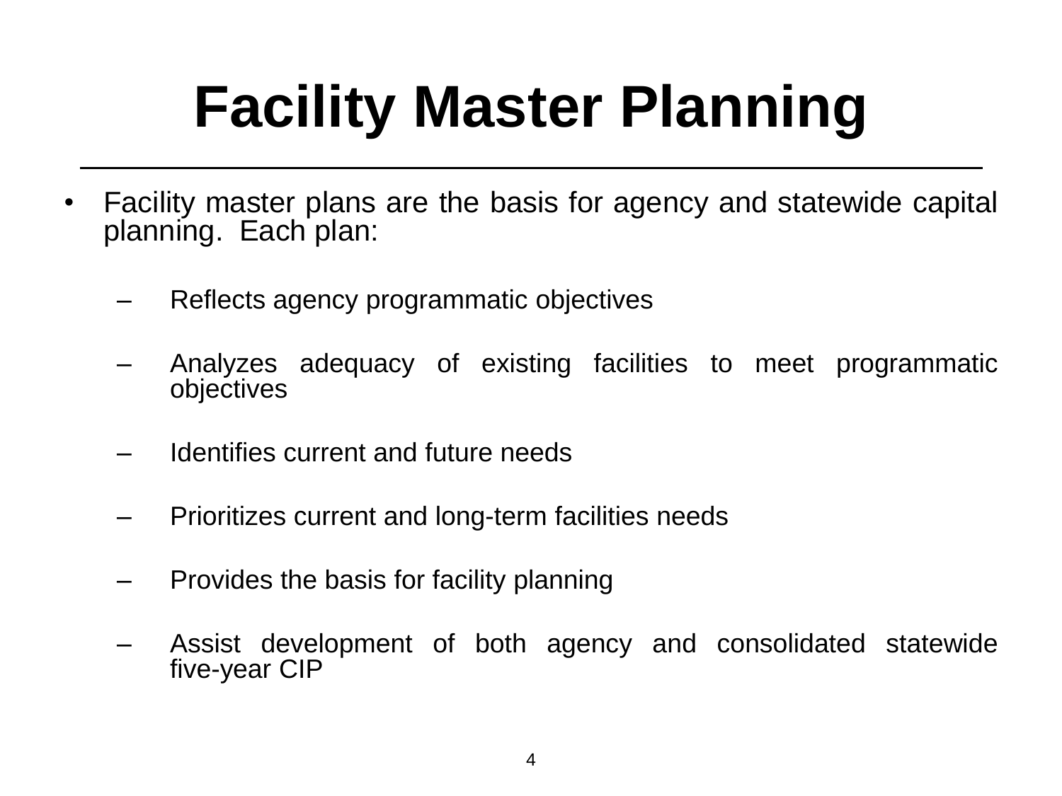# Facility Master Planning

- Facility master plans are the basis for agency and statewide capital planning. Each plan:
  - Reflects agency programmatic objectives
  - Analyzes adequacy of existing facilities to meet programmatic objectives
  - Identifies current and future needs
  - Prioritizes current and long-term facilities needs
  - Provides the basis for facility planning
  - Assist development of both agency and consolidated statewide five-year CIP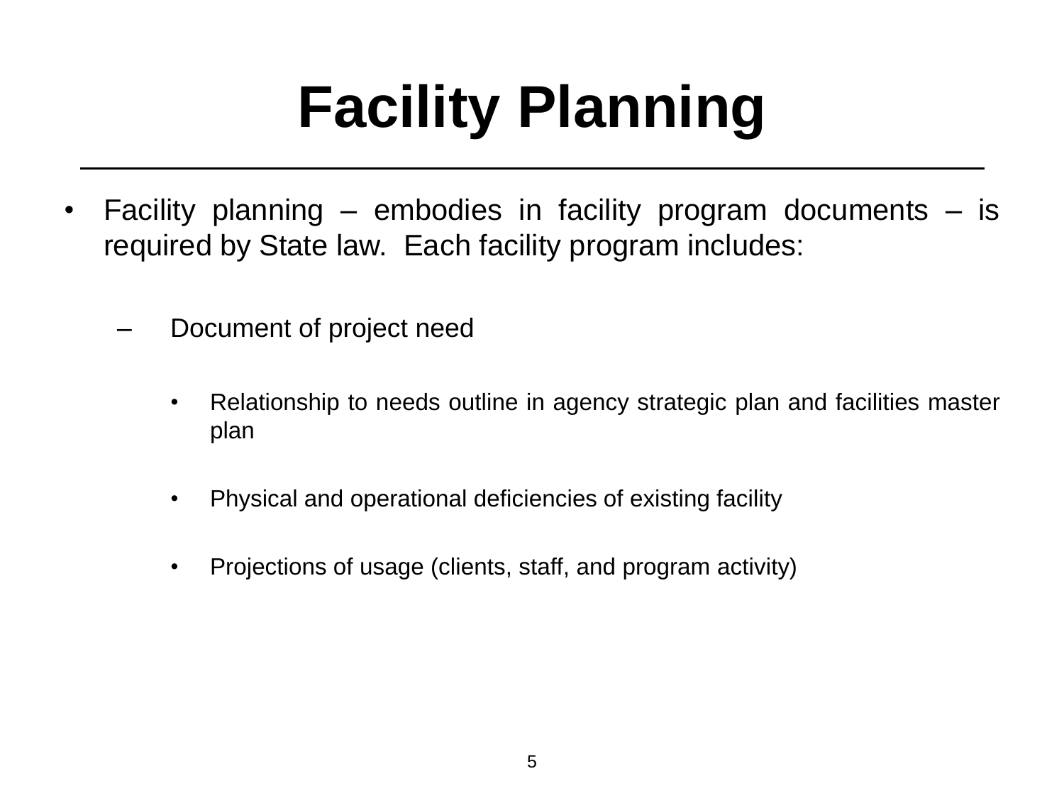# Facility Planning

- Facility planning – embodies in facility program documents – is required by State law. Each facility program includes:
  - Document of project need
    - Relationship to needs outline in agency strategic plan and facilities master plan
    - Physical and operational deficiencies of existing facility
    - Projections of usage (clients, staff, and program activity)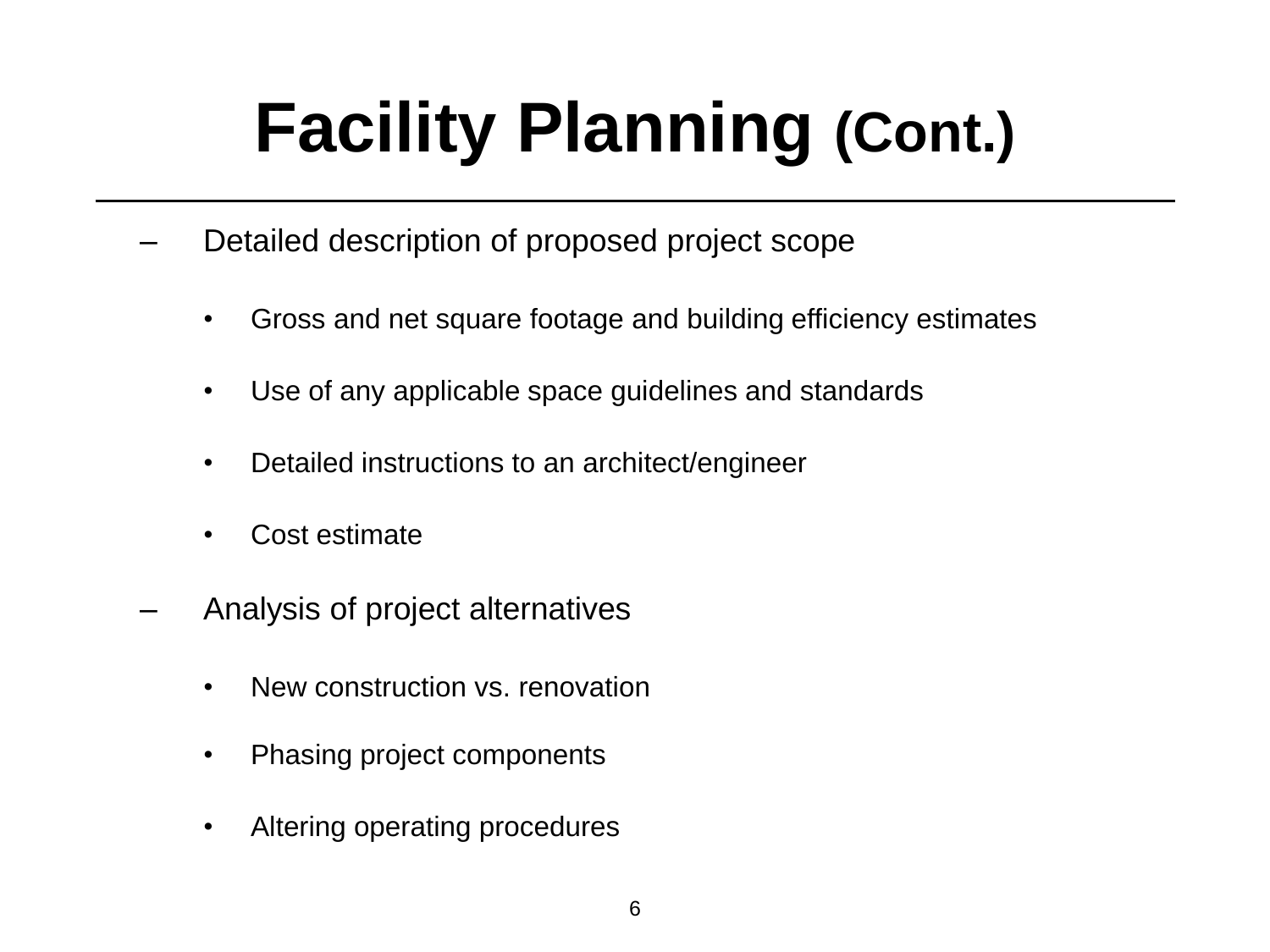# Facility Planning (Cont.)

- Detailed description of proposed project scope
  - Gross and net square footage and building efficiency estimates
  - Use of any applicable space guidelines and standards
  - Detailed instructions to an architect/engineer
  - Cost estimate
- Analysis of project alternatives
  - New construction vs. renovation
  - Phasing project components
  - Altering operating procedures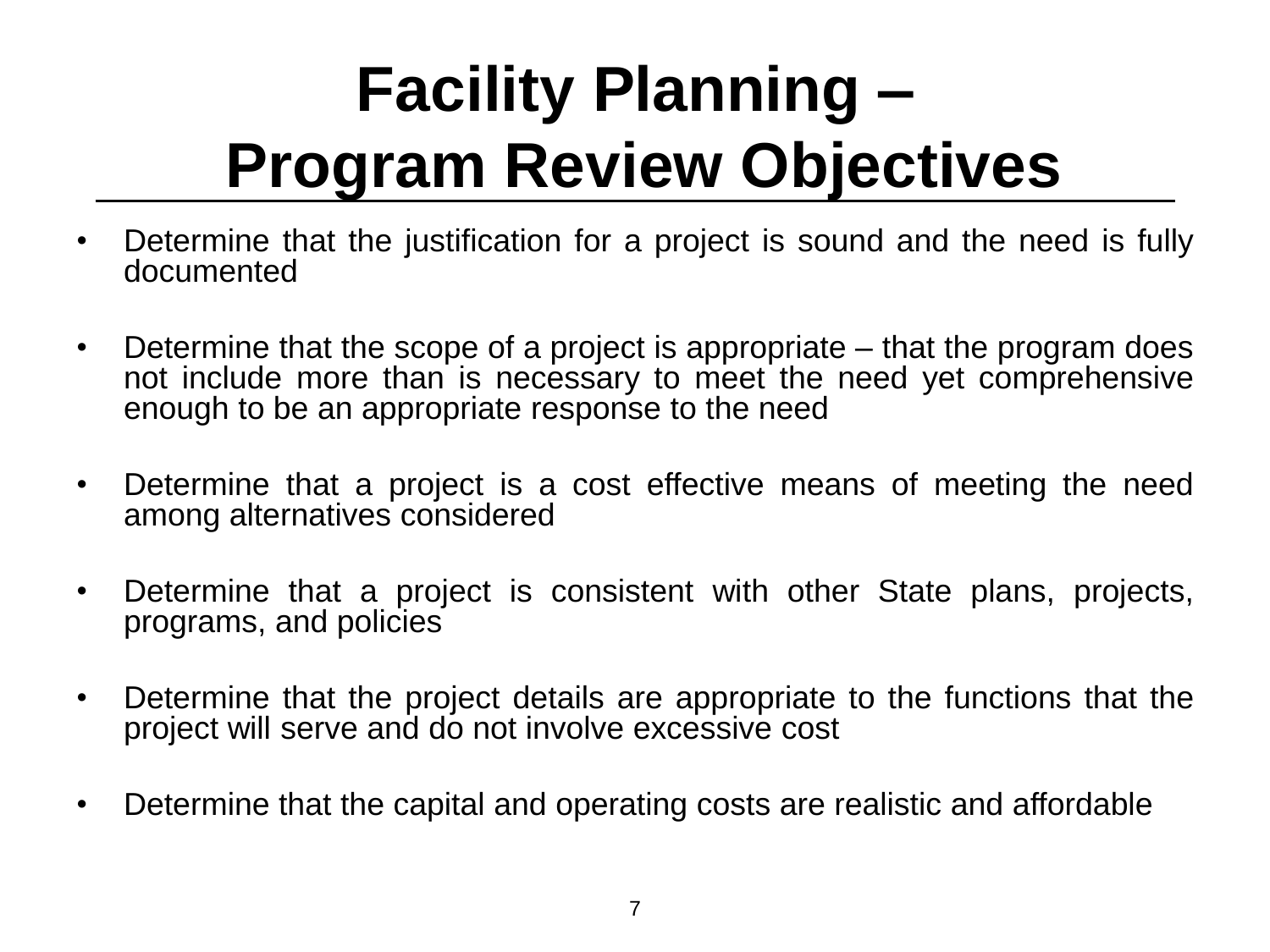# Facility Planning – Program Review Objectives

- Determine that the justification for a project is sound and the need is fully documented
- Determine that the scope of a project is appropriate – that the program does not include more than is necessary to meet the need yet comprehensive enough to be an appropriate response to the need
- Determine that a project is a cost effective means of meeting the need among alternatives considered
- Determine that a project is consistent with other State plans, projects, programs, and policies
- Determine that the project details are appropriate to the functions that the project will serve and do not involve excessive cost
- Determine that the capital and operating costs are realistic and affordable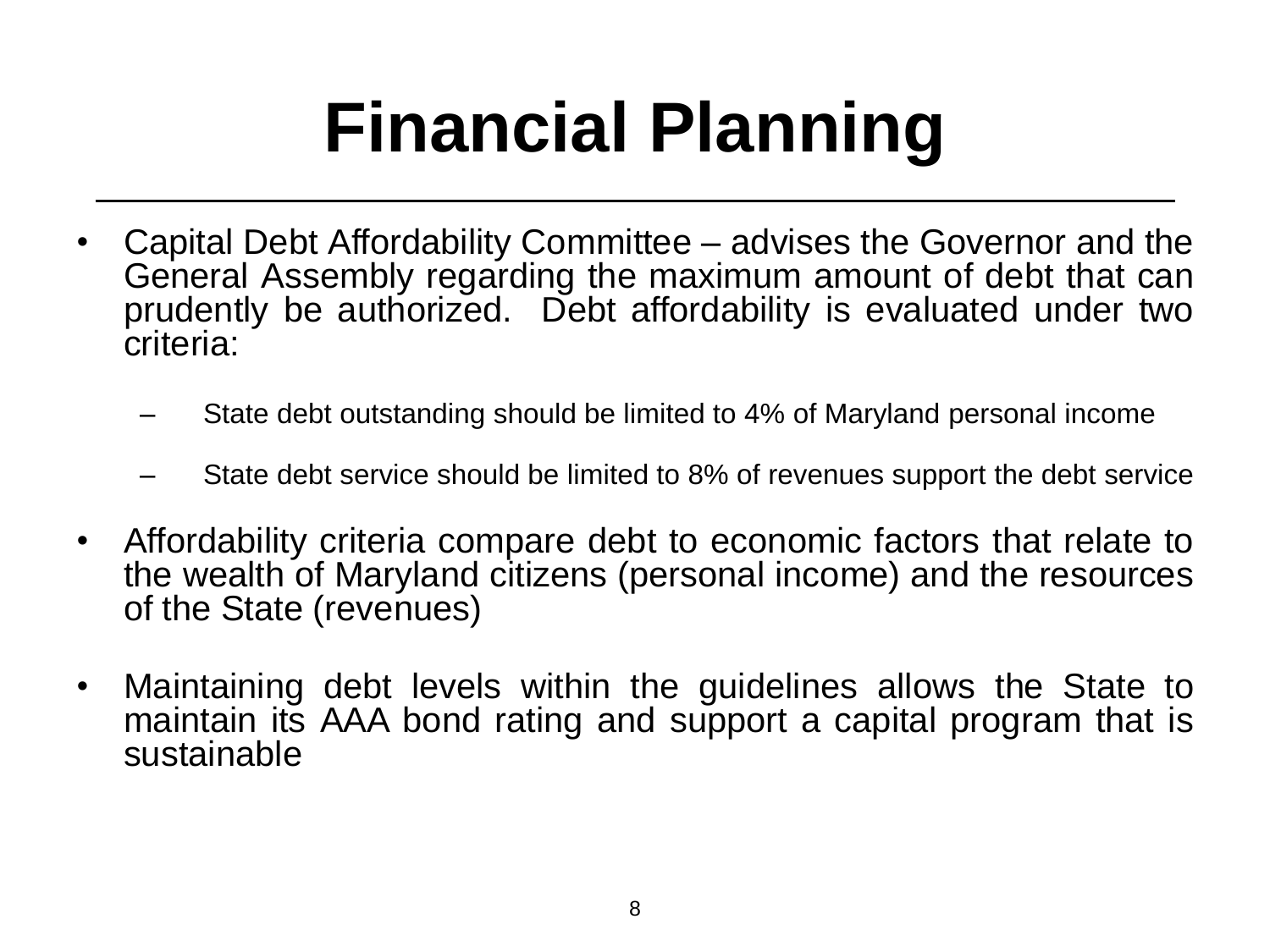# Financial Planning

- Capital Debt Affordability Committee – advises the Governor and the General Assembly regarding the maximum amount of debt that can prudently be authorized. Debt affordability is evaluated under two criteria:
  - State debt outstanding should be limited to 4% of Maryland personal income
  - State debt service should be limited to 8% of revenues support the debt service
- Affordability criteria compare debt to economic factors that relate to the wealth of Maryland citizens (personal income) and the resources of the State (revenues)
- Maintaining debt levels within the guidelines allows the State to maintain its AAA bond rating and support a capital program that is sustainable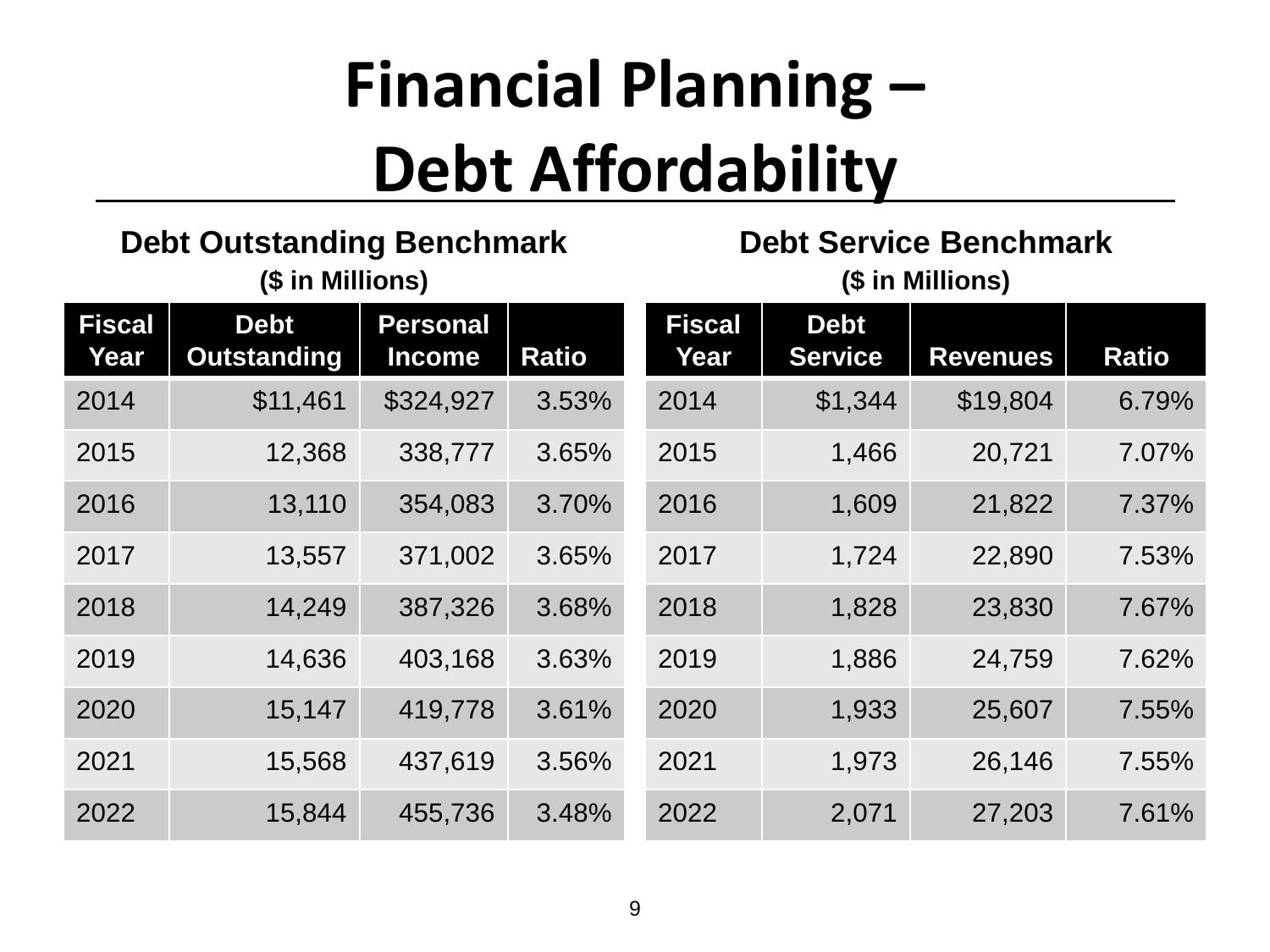# Financial Planning – Debt Affordability

### Debt Outstanding Benchmark

**($ in Millions)**

| Fiscal Year | Debt Outstanding | Personal Income | Ratio |
|---|---|---|---|
| 2014 | $11,461 | $324,927 | 3.53% |
| 2015 | 12,368 | 338,777 | 3.65% |
| 2016 | 13,110 | 354,083 | 3.70% |
| 2017 | 13,557 | 371,002 | 3.65% |
| 2018 | 14,249 | 387,326 | 3.68% |
| 2019 | 14,636 | 403,168 | 3.63% |
| 2020 | 15,147 | 419,778 | 3.61% |
| 2021 | 15,568 | 437,619 | 3.56% |
| 2022 | 15,844 | 455,736 | 3.48% |

### Debt Service Benchmark

**($ in Millions)**

| Fiscal Year | Debt Service | Revenues | Ratio |
|---|---|---|---|
| 2014 | $1,344 | $19,804 | 6.79% |
| 2015 | 1,466 | 20,721 | 7.07% |
| 2016 | 1,609 | 21,822 | 7.37% |
| 2017 | 1,724 | 22,890 | 7.53% |
| 2018 | 1,828 | 23,830 | 7.67% |
| 2019 | 1,886 | 24,759 | 7.62% |
| 2020 | 1,933 | 25,607 | 7.55% |
| 2021 | 1,973 | 26,146 | 7.55% |
| 2022 | 2,071 | 27,203 | 7.61% |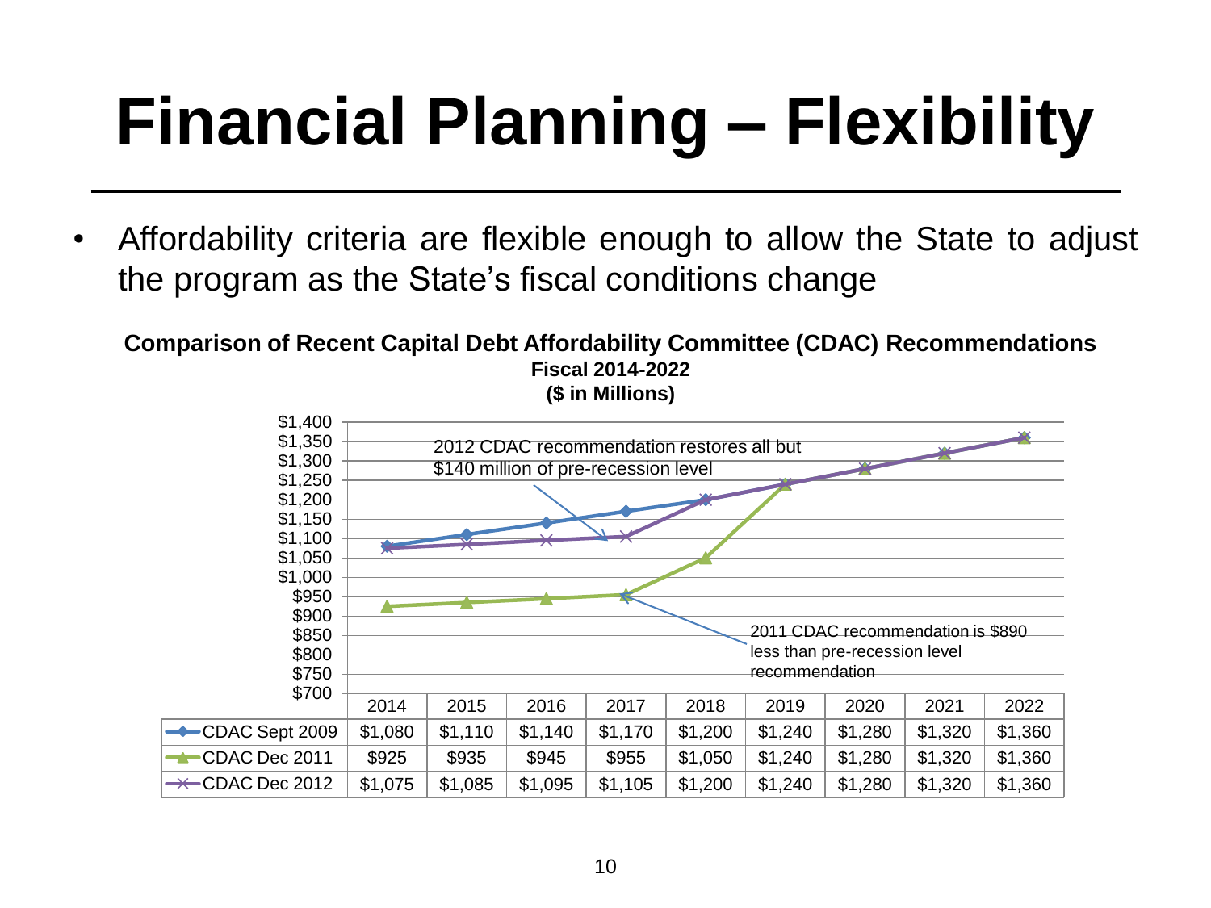# Financial Planning – Flexibility

- Affordability criteria are flexible enough to allow the State to adjust the program as the State's fiscal conditions change

**Comparison of Recent Capital Debt Affordability Committee (CDAC) Recommendations**
**Fiscal 2014-2022**
**($ in Millions)**

2012 CDAC recommendation restores all but $140 million of pre-recession level

2011 CDAC recommendation is $890 less than pre-recession level recommendation

| | 2014 | 2015 | 2016 | 2017 | 2018 | 2019 | 2020 | 2021 | 2022 |
|---|---|---|---|---|---|---|---|---|---|
| CDAC Sept 2009 | $1,080 | $1,110 | $1,140 | $1,170 | $1,200 | $1,240 | $1,280 | $1,320 | $1,360 |
| CDAC Dec 2011 | $925 | $935 | $945 | $955 | $1,050 | $1,240 | $1,280 | $1,320 | $1,360 |
| CDAC Dec 2012 | $1,075 | $1,085 | $1,095 | $1,105 | $1,200 | $1,240 | $1,280 | $1,320 | $1,360 |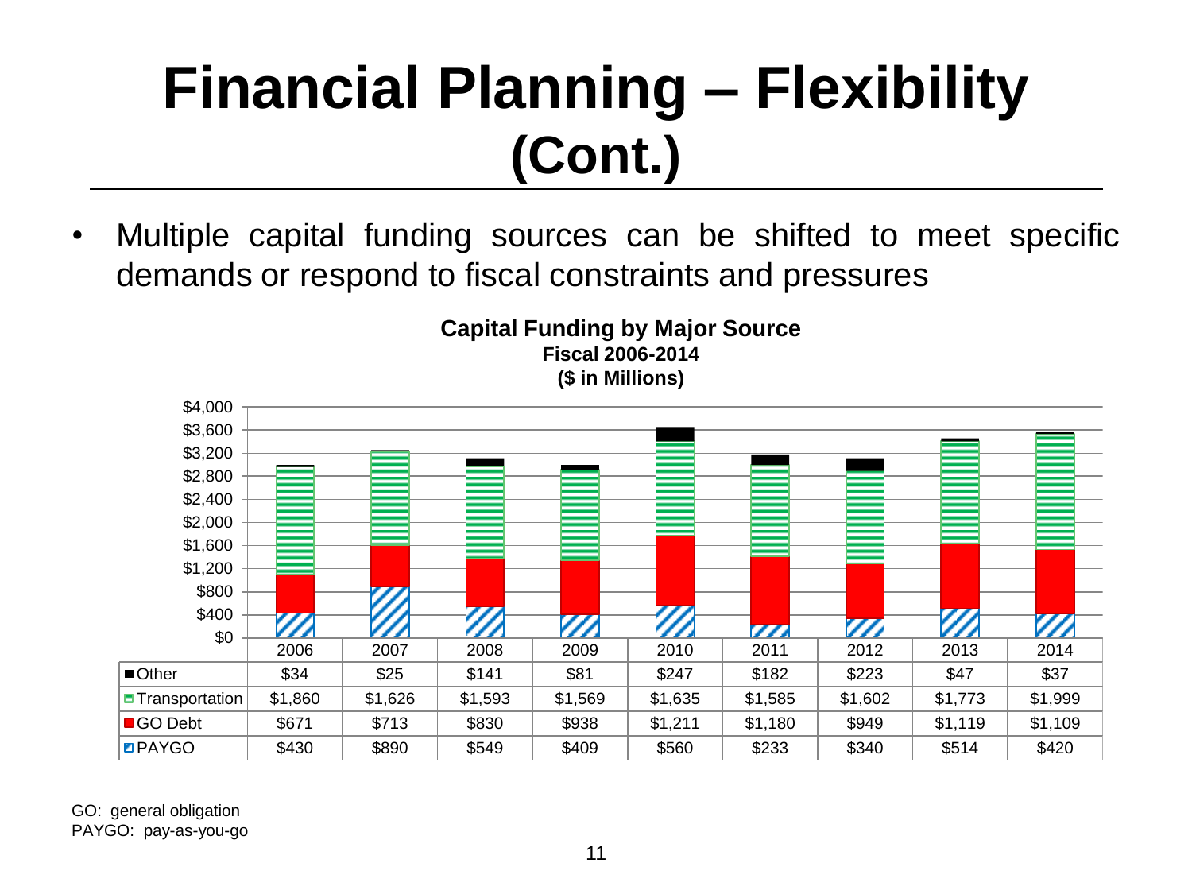# Financial Planning – Flexibility (Cont.)

- Multiple capital funding sources can be shifted to meet specific demands or respond to fiscal constraints and pressures

**Capital Funding by Major Source**
**Fiscal 2006-2014**
**($ in Millions)**

| | 2006 | 2007 | 2008 | 2009 | 2010 | 2011 | 2012 | 2013 | 2014 |
|---|---|---|---|---|---|---|---|---|---|
| Other | $34 | $25 | $141 | $81 | $247 | $182 | $223 | $47 | $37 |
| Transportation | $1,860 | $1,626 | $1,593 | $1,569 | $1,635 | $1,585 | $1,602 | $1,773 | $1,999 |
| GO Debt | $671 | $713 | $830 | $938 | $1,211 | $1,180 | $949 | $1,119 | $1,109 |
| PAYGO | $430 | $890 | $549 | $409 | $560 | $233 | $340 | $514 | $420 |

GO: general obligation
PAYGO: pay-as-you-go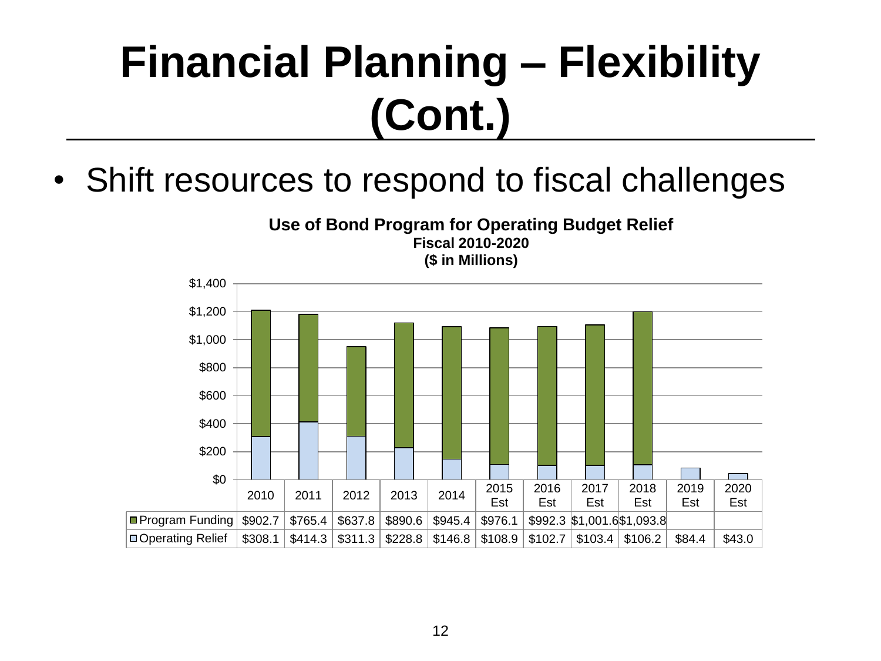# Financial Planning – Flexibility (Cont.)

- Shift resources to respond to fiscal challenges

**Use of Bond Program for Operating Budget Relief**
**Fiscal 2010-2020**
**($ in Millions)**

| | 2010 | 2011 | 2012 | 2013 | 2014 | 2015 Est | 2016 Est | 2017 Est | 2018 Est | 2019 Est | 2020 Est |
|---|---|---|---|---|---|---|---|---|---|---|---|
| Program Funding | $902.7 | $765.4 | $637.8 | $890.6 | $945.4 | $976.1 | $992.3 | $1,001.6 | $1,093.8 | | |
| Operating Relief | $308.1 | $414.3 | $311.3 | $228.8 | $146.8 | $108.9 | $102.7 | $103.4 | $106.2 | $84.4 | $43.0 |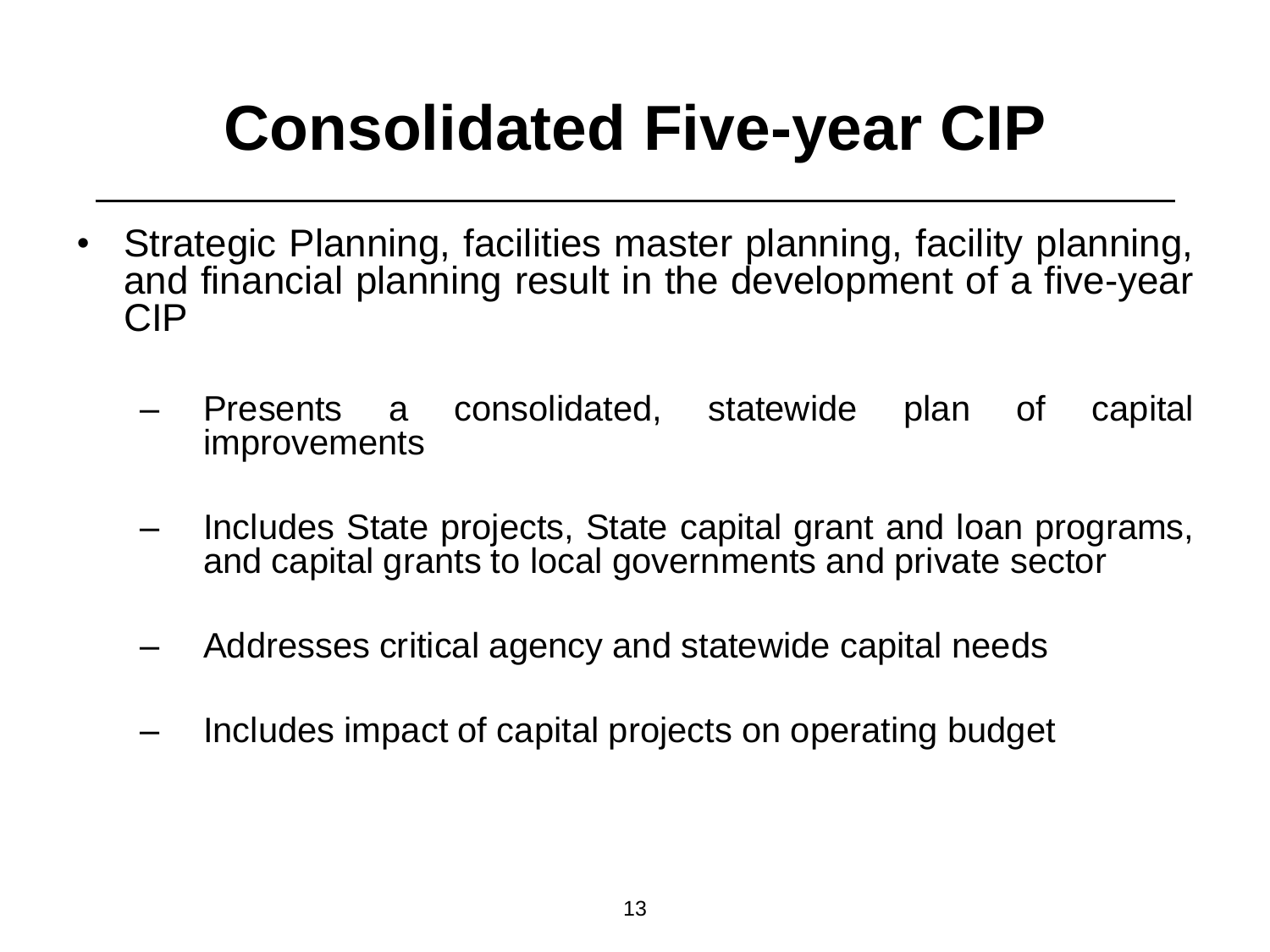# Consolidated Five-year CIP

- Strategic Planning, facilities master planning, facility planning, and financial planning result in the development of a five-year CIP
  - Presents a consolidated, statewide plan of capital improvements
  - Includes State projects, State capital grant and loan programs, and capital grants to local governments and private sector
  - Addresses critical agency and statewide capital needs
  - Includes impact of capital projects on operating budget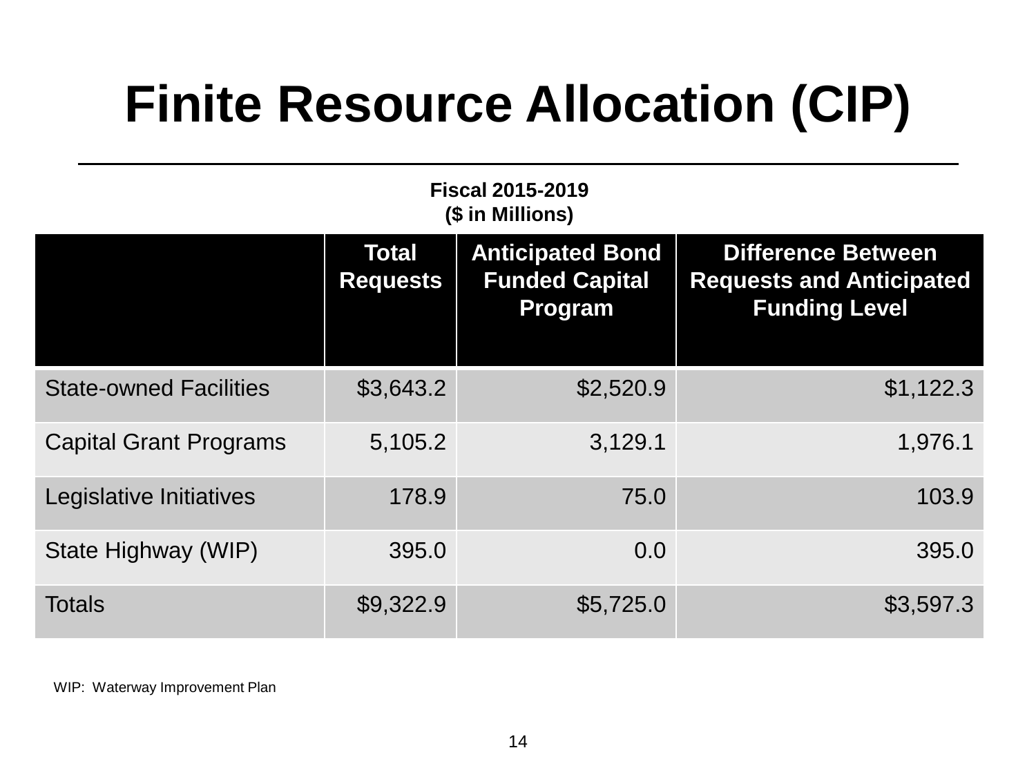# Finite Resource Allocation (CIP)

**Fiscal 2015-2019**
**($ in Millions)**

| | Total Requests | Anticipated Bond Funded Capital Program | Difference Between Requests and Anticipated Funding Level |
|---|---|---|---|
| State-owned Facilities | $3,643.2 | $2,520.9 | $1,122.3 |
| Capital Grant Programs | 5,105.2 | 3,129.1 | 1,976.1 |
| Legislative Initiatives | 178.9 | 75.0 | 103.9 |
| State Highway (WIP) | 395.0 | 0.0 | 395.0 |
| Totals | $9,322.9 | $5,725.0 | $3,597.3 |

WIP: Waterway Improvement Plan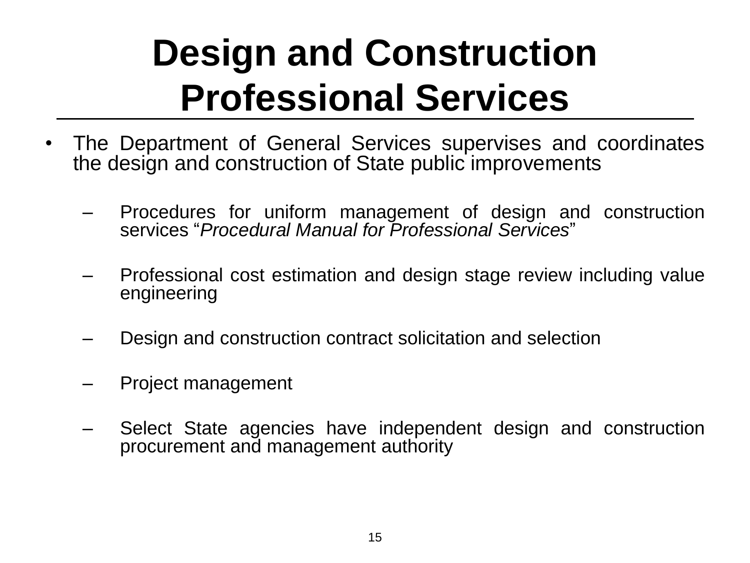# Design and Construction Professional Services

- The Department of General Services supervises and coordinates the design and construction of State public improvements
  - Procedures for uniform management of design and construction services "*Procedural Manual for Professional Services*"
  - Professional cost estimation and design stage review including value engineering
  - Design and construction contract solicitation and selection
  - Project management
  - Select State agencies have independent design and construction procurement and management authority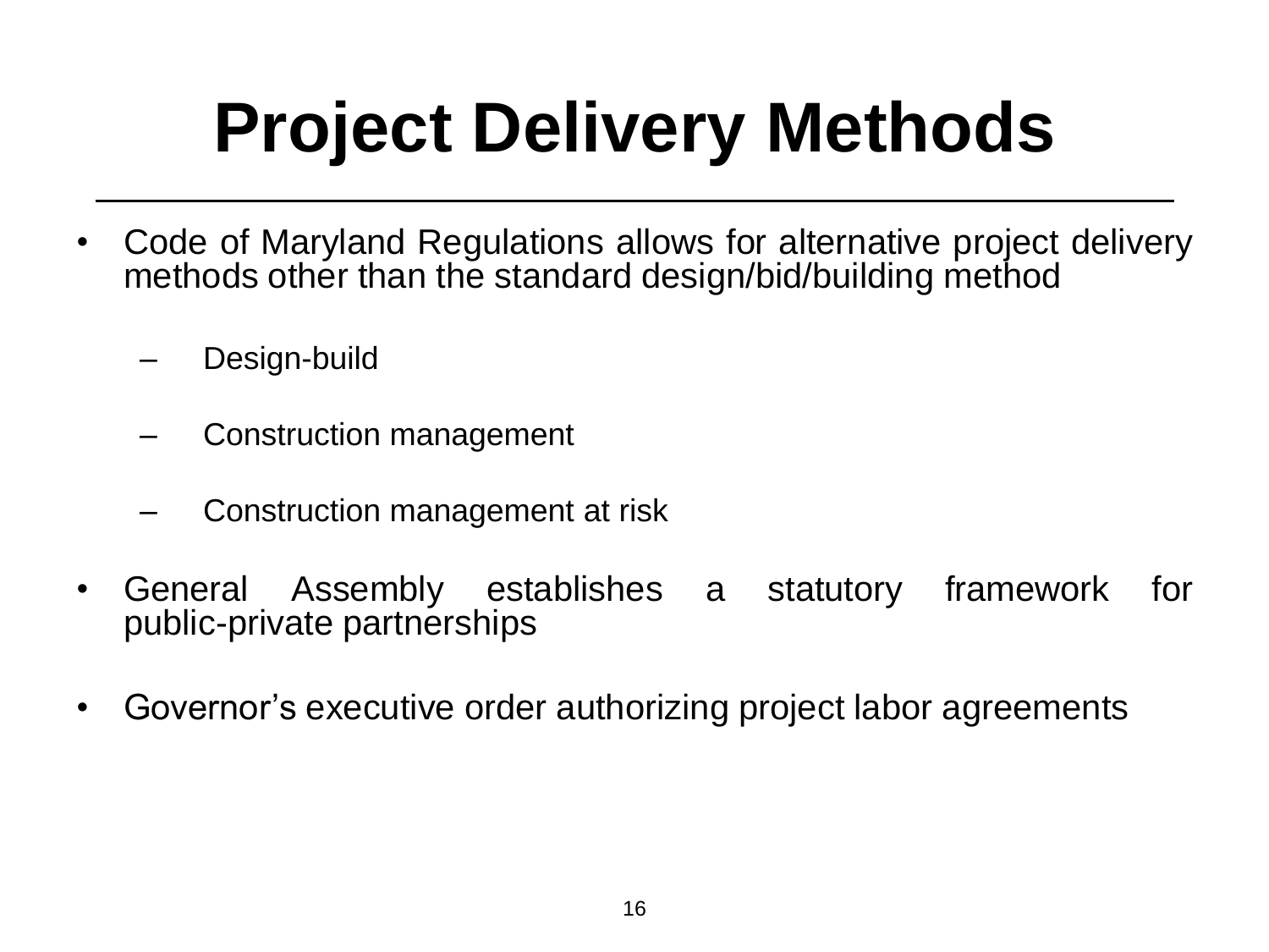# Project Delivery Methods

- Code of Maryland Regulations allows for alternative project delivery methods other than the standard design/bid/building method
  - Design-build
  - Construction management
  - Construction management at risk
- General Assembly establishes a statutory framework for public-private partnerships
- Governor’s executive order authorizing project labor agreements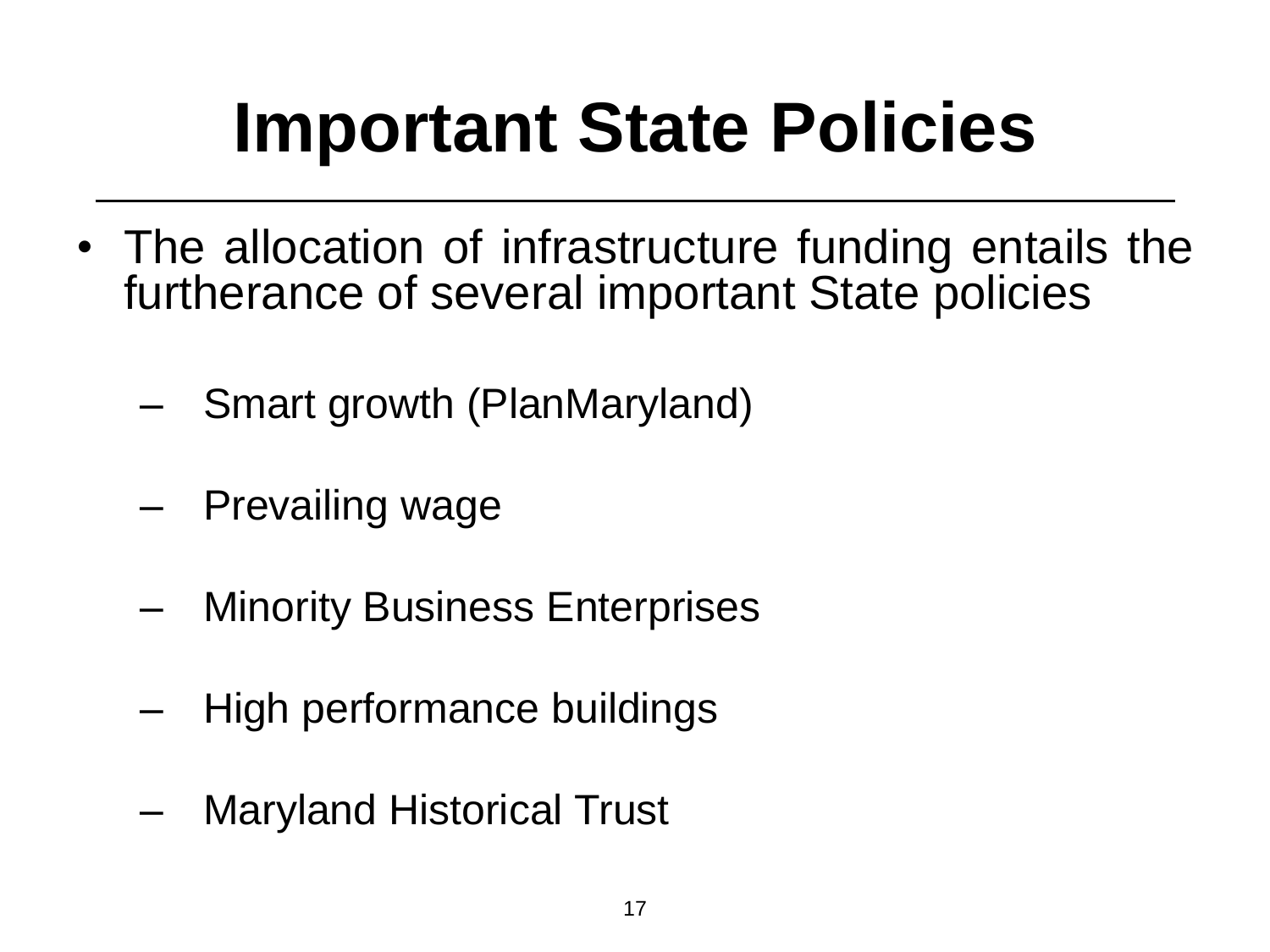# Important State Policies

- The allocation of infrastructure funding entails the furtherance of several important State policies
  - Smart growth (PlanMaryland)
  - Prevailing wage
  - Minority Business Enterprises
  - High performance buildings
  - Maryland Historical Trust